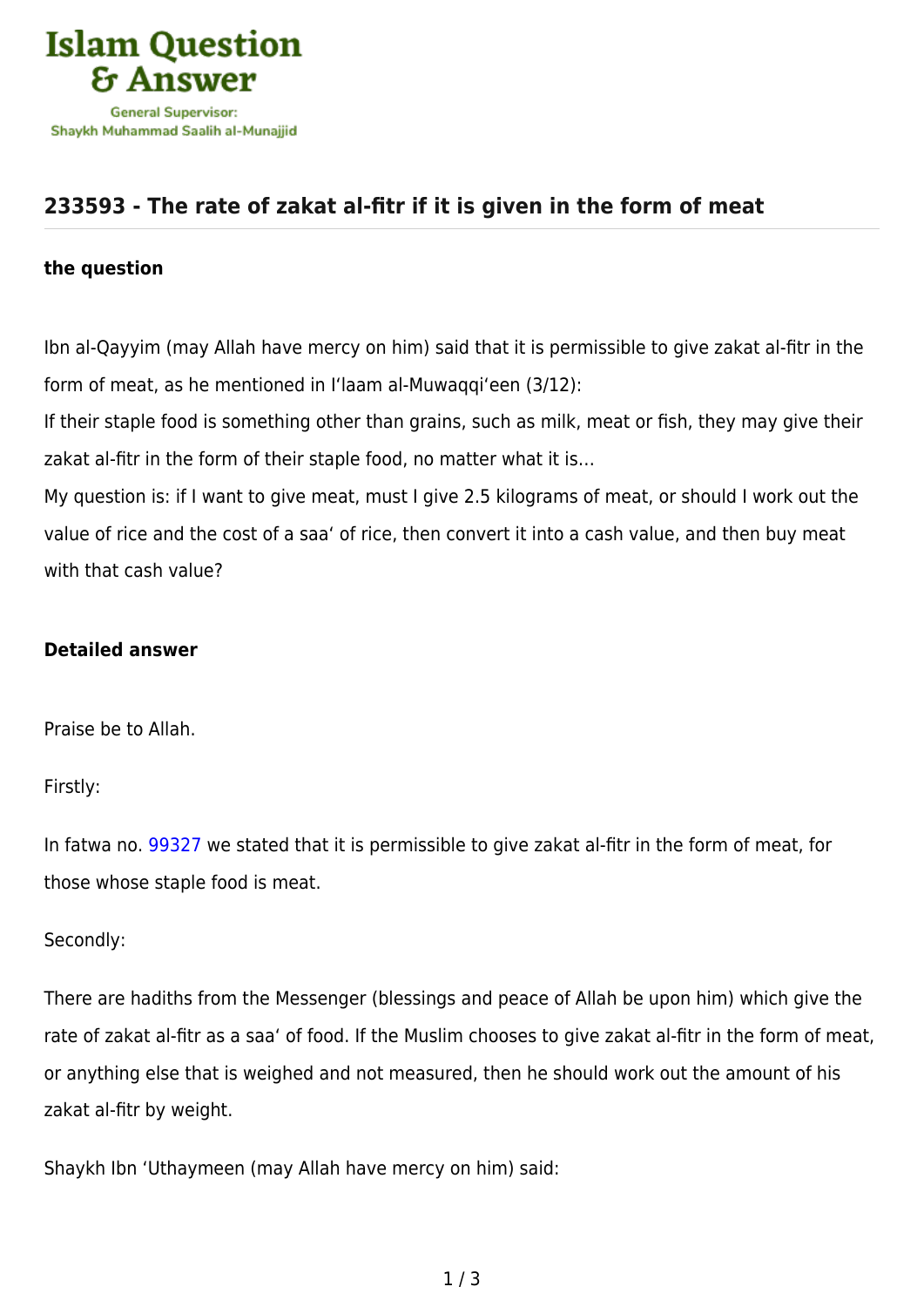Islam Question & Answer

General Supervisor: Shaykh Muhammad Saalih al-Munajjid

## 233593 - The rate of zakat al-fitr if it is given in the form of meat

### the question

Ibn al-Qayyim (may Allah have mercy on him) said that it is permissible to give zakat al-fitr in the form of meat, as he mentioned in I'laam al-Muwaqqi'een (3/12):

If their staple food is something other than grains, such as milk, meat or fish, they may give their zakat al-fitr in the form of their staple food, no matter what it is…

My question is: if I want to give meat, must I give 2.5 kilograms of meat, or should I work out the value of rice and the cost of a saa' of rice, then convert it into a cash value, and then buy meat with that cash value?

### Detailed answer

Praise be to Allah.

Firstly:

In fatwa no. 99327 we stated that it is permissible to give zakat al-fitr in the form of meat, for those whose staple food is meat.

Secondly:

There are hadiths from the Messenger (blessings and peace of Allah be upon him) which give the rate of zakat al-fitr as a saa' of food. If the Muslim chooses to give zakat al-fitr in the form of meat, or anything else that is weighed and not measured, then he should work out the amount of his zakat al-fitr by weight.

Shaykh Ibn 'Uthaymeen (may Allah have mercy on him) said: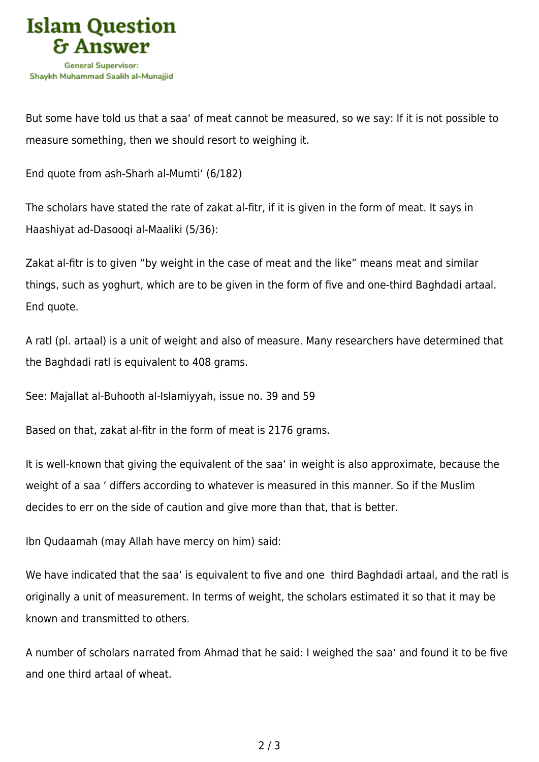But some have told us that a saa‘ of meat cannot be measured, so we say: If it is not possible to measure something, then we should resort to weighing it.

End quote from ash-Sharh al-Mumti‘ (6/182)

The scholars have stated the rate of zakat al-fitr, if it is given in the form of meat. It says in Haashiyat ad-Dasooqi al-Maaliki (5/36):

Zakat al-fitr is to given “by weight in the case of meat and the like” means meat and similar things, such as yoghurt, which are to be given in the form of five and one-third Baghdadi artaal. End quote.

A ratl (pl. artaal) is a unit of weight and also of measure. Many researchers have determined that the Baghdadi ratl is equivalent to 408 grams.

See: Majallat al-Buhooth al-Islamiyyah, issue no. 39 and 59

Based on that, zakat al-fitr in the form of meat is 2176 grams.

It is well-known that giving the equivalent of the saa‘ in weight is also approximate, because the weight of a saa ‘ differs according to whatever is measured in this manner. So if the Muslim decides to err on the side of caution and give more than that, that is better.

Ibn Qudaamah (may Allah have mercy on him) said:

We have indicated that the saa‘ is equivalent to five and one third Baghdadi artaal, and the ratl is originally a unit of measurement. In terms of weight, the scholars estimated it so that it may be known and transmitted to others.

A number of scholars narrated from Ahmad that he said: I weighed the saa‘ and found it to be five and one third artaal of wheat.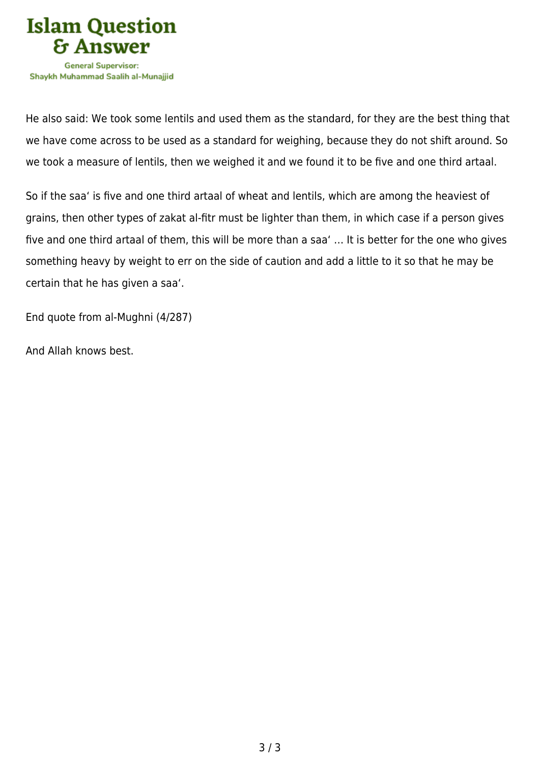He also said: We took some lentils and used them as the standard, for they are the best thing that we have come across to be used as a standard for weighing, because they do not shift around. So we took a measure of lentils, then we weighed it and we found it to be five and one third artaal.

So if the saa‘ is five and one third artaal of wheat and lentils, which are among the heaviest of grains, then other types of zakat al-fitr must be lighter than them, in which case if a person gives five and one third artaal of them, this will be more than a saa‘ … It is better for the one who gives something heavy by weight to err on the side of caution and add a little to it so that he may be certain that he has given a saa‘.

End quote from al-Mughni (4/287)

And Allah knows best.